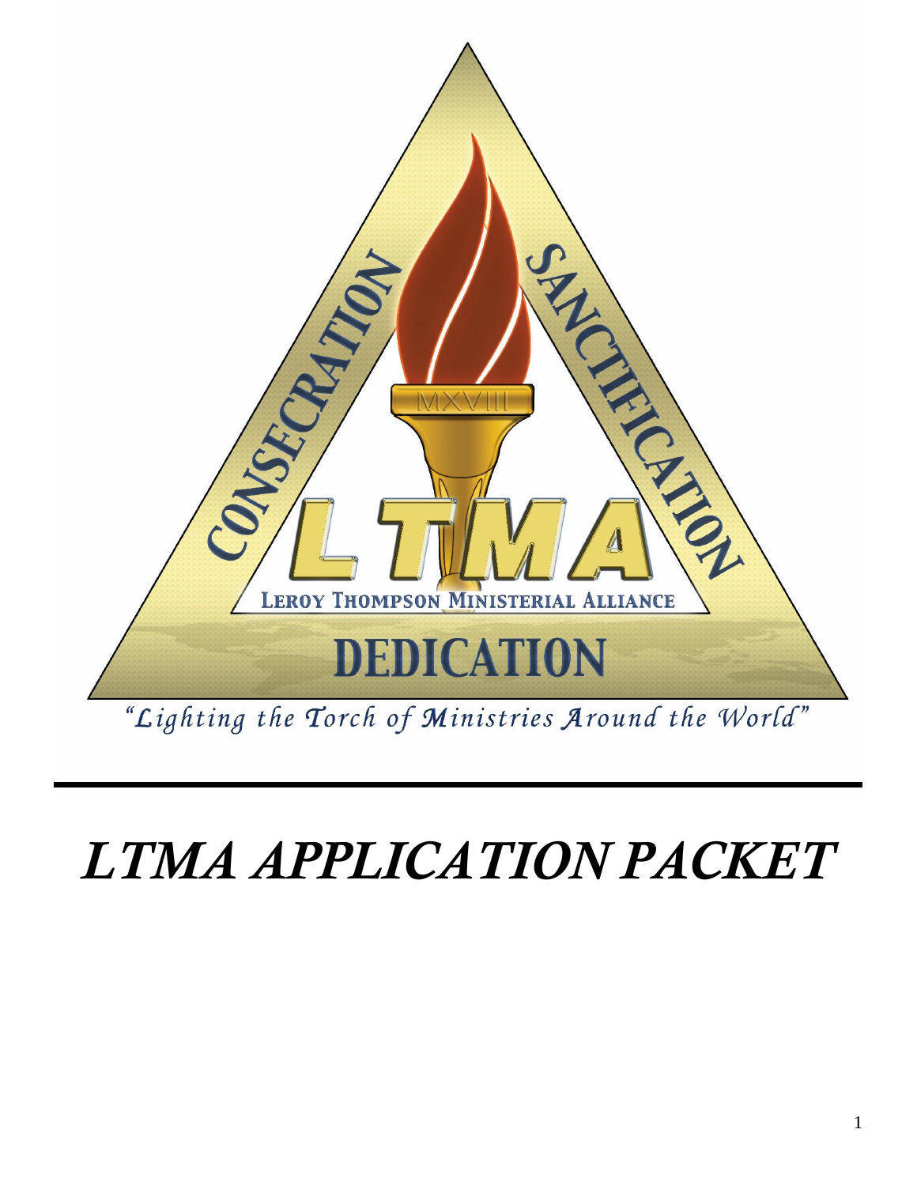CONSECRATION

SANCTIFICATION

MXVIII

LTMA

LEROY THOMPSON MINISTERIAL ALLIANCE

DEDICATION

*"Lighting the Torch of Ministries Around the World"*

---

# *LTMA APPLICATION PACKET*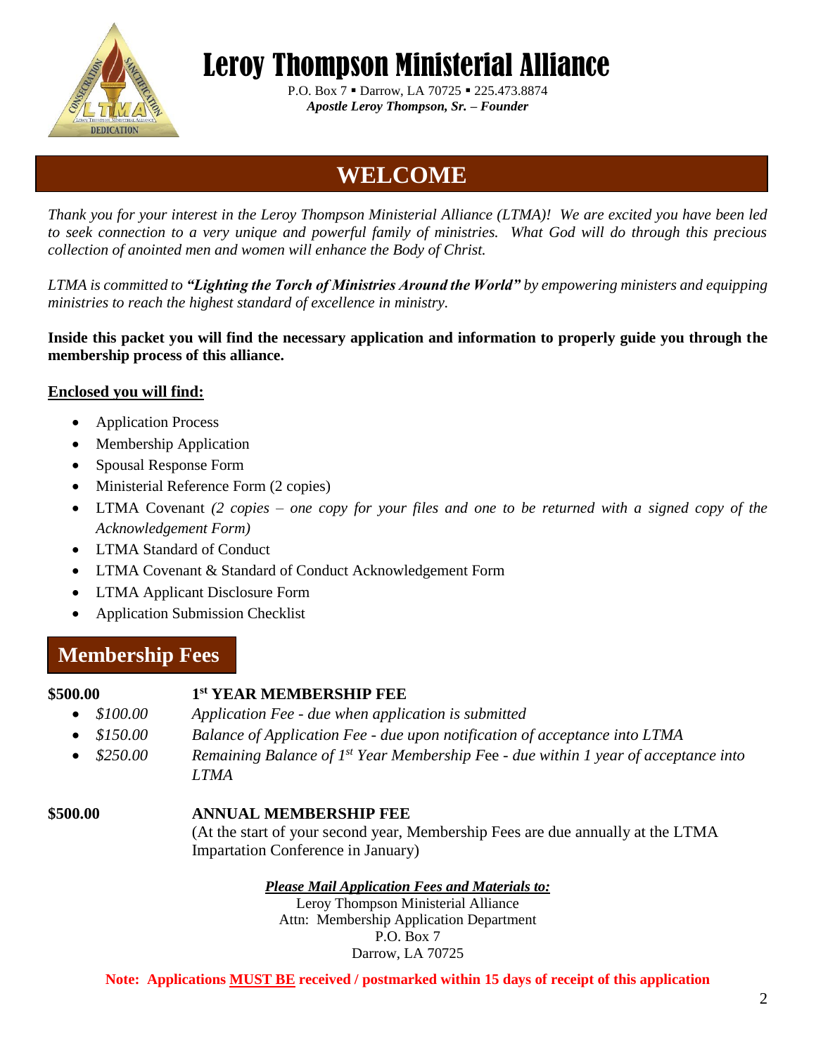# Leroy Thompson Ministerial Alliance

P.O. Box 7 ▪ Darrow, LA 70725 ▪ 225.473.8874
***Apostle Leroy Thompson, Sr. – Founder***

## WELCOME

*Thank you for your interest in the Leroy Thompson Ministerial Alliance (LTMA)! We are excited you have been led to seek connection to a very unique and powerful family of ministries. What God will do through this precious collection of anointed men and women will enhance the Body of Christ.*

*LTMA is committed to* ***"Lighting the Torch of Ministries Around the World"*** *by empowering ministers and equipping ministries to reach the highest standard of excellence in ministry.*

**Inside this packet you will find the necessary application and information to properly guide you through the membership process of this alliance.**

**Enclosed you will find:**

- Application Process
- Membership Application
- Spousal Response Form
- Ministerial Reference Form (2 copies)
- LTMA Covenant *(2 copies – one copy for your files and one to be returned with a signed copy of the Acknowledgement Form)*
- LTMA Standard of Conduct
- LTMA Covenant & Standard of Conduct Acknowledgement Form
- LTMA Applicant Disclosure Form
- Application Submission Checklist

## Membership Fees

**$500.00** **1st YEAR MEMBERSHIP FEE**

- *$100.00* *Application Fee - due when application is submitted*
- *$150.00* *Balance of Application Fee - due upon notification of acceptance into LTMA*
- *$250.00* *Remaining Balance of 1st Year Membership Fee - due within 1 year of acceptance into LTMA*

**$500.00** **ANNUAL MEMBERSHIP FEE**
(At the start of your second year, Membership Fees are due annually at the LTMA Impartation Conference in January)

***Please Mail Application Fees and Materials to:***
Leroy Thompson Ministerial Alliance
Attn: Membership Application Department
P.O. Box 7
Darrow, LA 70725

**Note: Applications MUST BE received / postmarked within 15 days of receipt of this application**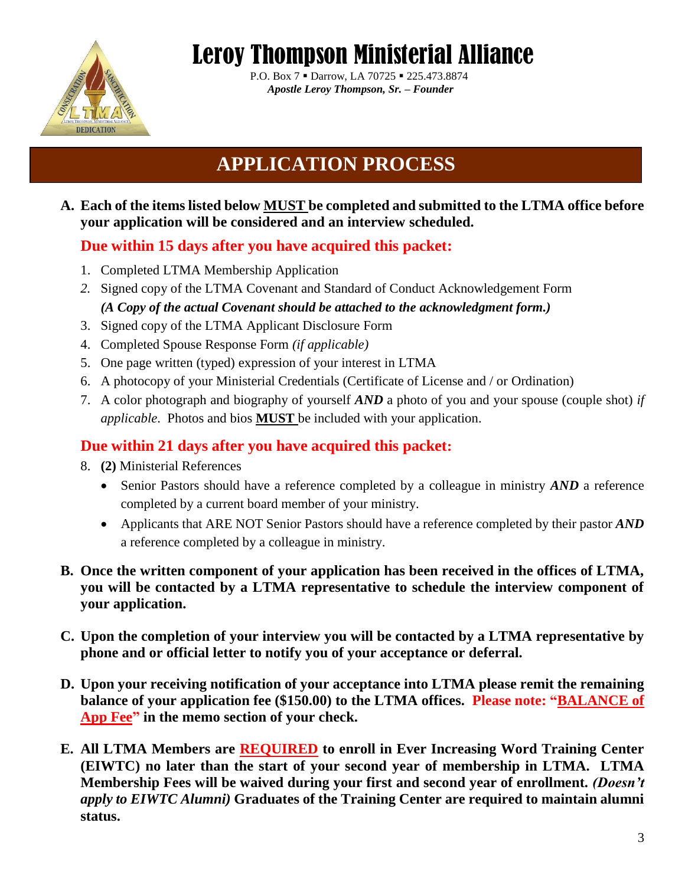# Leroy Thompson Ministerial Alliance

P.O. Box 7 ▪ Darrow, LA 70725 ▪ 225.473.8874

***Apostle Leroy Thompson, Sr. – Founder***

## APPLICATION PROCESS

**A. Each of the items listed below <u>MUST</u> be completed and submitted to the LTMA office before your application will be considered and an interview scheduled.**

### Due within 15 days after you have acquired this packet:

1. Completed LTMA Membership Application
2. Signed copy of the LTMA Covenant and Standard of Conduct Acknowledgement Form ***(A Copy of the actual Covenant should be attached to the acknowledgment form.)***
3. Signed copy of the LTMA Applicant Disclosure Form
4. Completed Spouse Response Form *(if applicable)*
5. One page written (typed) expression of your interest in LTMA
6. A photocopy of your Ministerial Credentials (Certificate of License and / or Ordination)
7. A color photograph and biography of yourself ***AND*** a photo of you and your spouse (couple shot) *if applicable*. Photos and bios **<u>MUST</u>** be included with your application.

### Due within 21 days after you have acquired this packet:

8. **(2)** Ministerial References
   - Senior Pastors should have a reference completed by a colleague in ministry ***AND*** a reference completed by a current board member of your ministry.
   - Applicants that ARE NOT Senior Pastors should have a reference completed by their pastor ***AND*** a reference completed by a colleague in ministry.

**B. Once the written component of your application has been received in the offices of LTMA, you will be contacted by a LTMA representative to schedule the interview component of your application.**

**C. Upon the completion of your interview you will be contacted by a LTMA representative by phone and or official letter to notify you of your acceptance or deferral.**

**D. Upon your receiving notification of your acceptance into LTMA please remit the remaining balance of your application fee ($150.00) to the LTMA offices. Please note: "<u>BALANCE of App Fee</u>" in the memo section of your check.**

**E. All LTMA Members are <u>REQUIRED</u> to enroll in Ever Increasing Word Training Center (EIWTC) no later than the start of your second year of membership in LTMA. LTMA Membership Fees will be waived during your first and second year of enrollment. *(Doesn't apply to EIWTC Alumni)* Graduates of the Training Center are required to maintain alumni status.**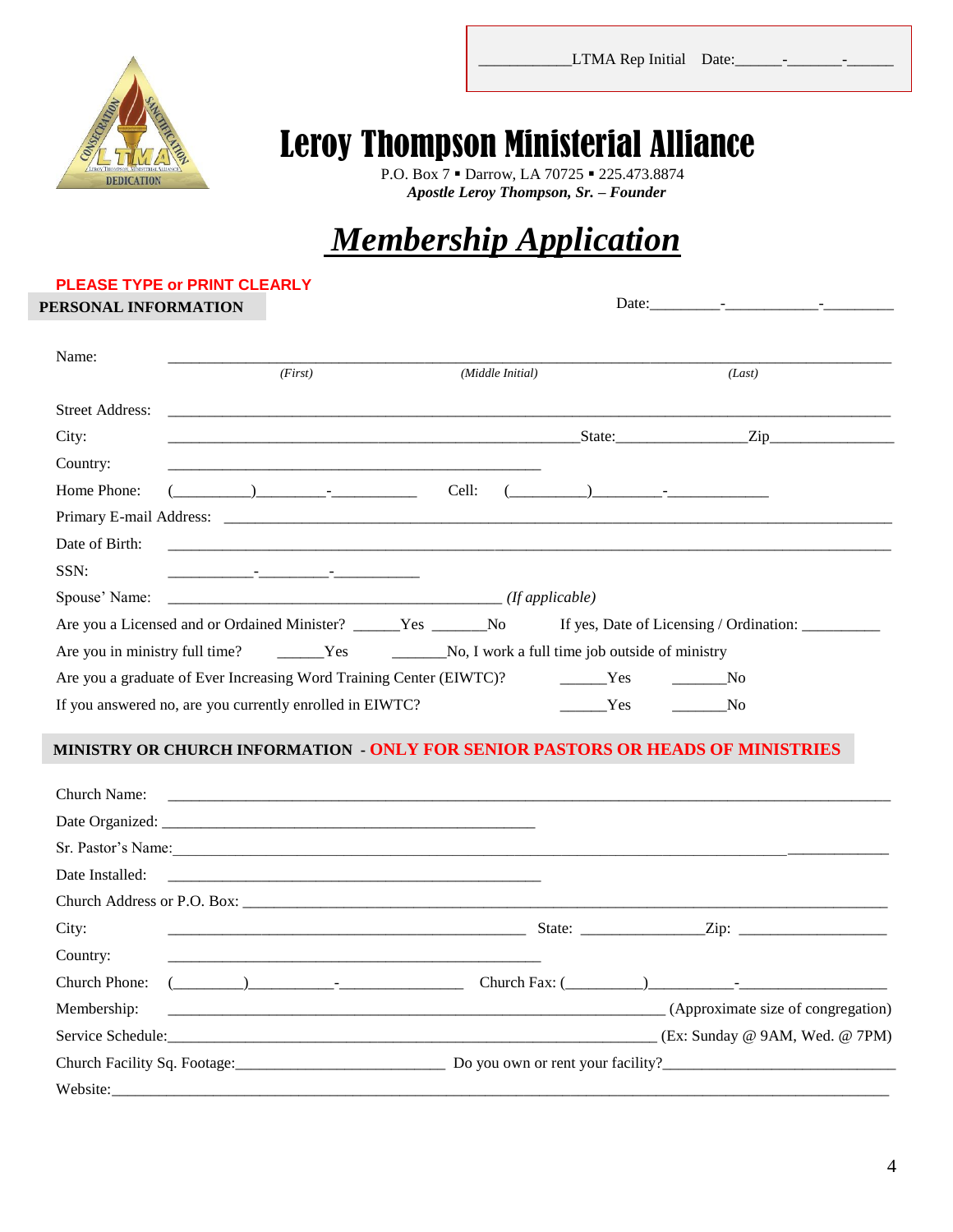___________LTMA Rep Initial Date:______-_______-______

# Leroy Thompson Ministerial Alliance

P.O. Box 7 ▪ Darrow, LA 70725 ▪ 225.473.8874
***Apostle Leroy Thompson, Sr. – Founder***

# ***Membership Application***

**PLEASE TYPE or PRINT CLEARLY**

**PERSONAL INFORMATION**

Date:________-___________-________

Name: ___________________________________________________________________________
*(First)* *(Middle Initial)* *(Last)*

Street Address: ___________________________________________________________________

City: _____________________________________________State:______________Zip______________

Country: ________________________________________

Home Phone: (_________)_________-___________ Cell: (_________)_________-_____________

Primary E-mail Address: ____________________________________________________________

Date of Birth: _____________________________________________________________________

SSN: __________-_________-__________

Spouse' Name: ______________________________________ *(If applicable)*

Are you a Licensed and or Ordained Minister? ______Yes _______No If yes, Date of Licensing / Ordination: __________

Are you in ministry full time? ______Yes _______No, I work a full time job outside of ministry

Are you a graduate of Ever Increasing Word Training Center (EIWTC)? ______Yes _______No

If you answered no, are you currently enrolled in EIWTC? ______Yes _______No

**MINISTRY OR CHURCH INFORMATION - ONLY FOR SENIOR PASTORS OR HEADS OF MINISTRIES**

Church Name: _____________________________________________________________________

Date Organized: ________________________________________

Sr. Pastor's Name:___________________________________________________________________

Date Installed: ________________________________________

Church Address or P.O. Box: __________________________________________________________

City: ______________________________________ State: ______________Zip: __________________

Country: ________________________________________

Church Phone: (_________)__________-______________ Church Fax: (_________)__________-__________________

Membership: ______________________________________________________ (Approximate size of congregation)

Service Schedule:___________________________________________________ (Ex: Sunday @ 9AM, Wed. @ 7PM)

Church Facility Sq. Footage:__________________________ Do you own or rent your facility?____________________________

Website:___________________________________________________________________________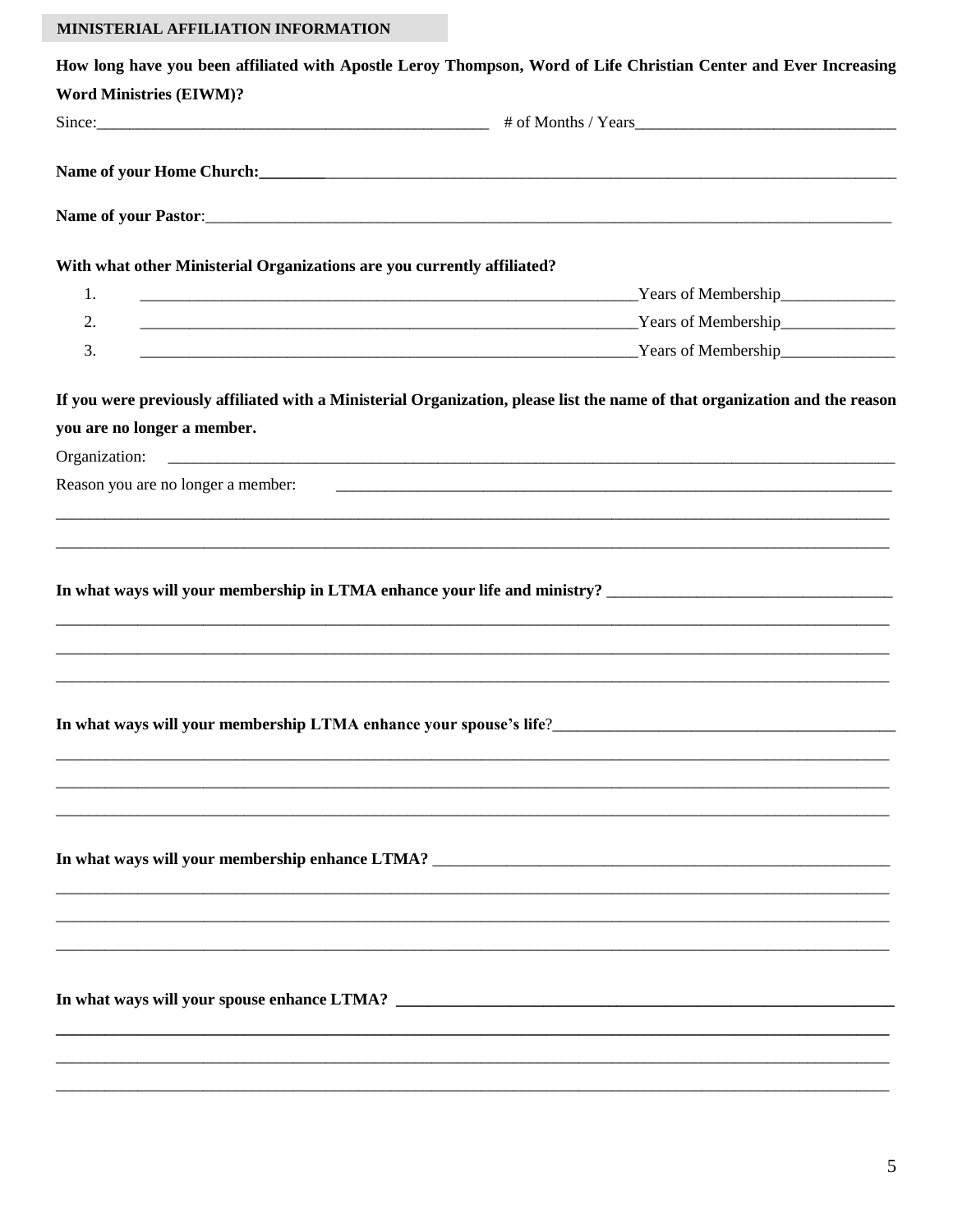## MINISTERIAL AFFILIATION INFORMATION

**How long have you been affiliated with Apostle Leroy Thompson, Word of Life Christian Center and Ever Increasing Word Ministries (EIWM)?**

Since:_______________________________________________ # of Months / Years_______________________________

**Name of your Home Church:**________________________________________________________________________________

**Name of your Pastor**:_____________________________________________________________________________________

**With what other Ministerial Organizations are you currently affiliated?**

1. _______________________________________________________________Years of Membership______________
2. _______________________________________________________________Years of Membership______________
3. _______________________________________________________________Years of Membership______________

**If you were previously affiliated with a Ministerial Organization, please list the name of that organization and the reason you are no longer a member.**

Organization: ___________________________________________________________________________________________

Reason you are no longer a member: ______________________________________________________________________

_____________________________________________________________________________________________________________

_____________________________________________________________________________________________________________

**In what ways will your membership in LTMA enhance your life and ministry?** ___________________________________

_____________________________________________________________________________________________________________

_____________________________________________________________________________________________________________

_____________________________________________________________________________________________________________

**In what ways will your membership LTMA enhance your spouse's life**?________________________________________

_____________________________________________________________________________________________________________

_____________________________________________________________________________________________________________

_____________________________________________________________________________________________________________

**In what ways will your membership enhance LTMA?** ____________________________________________________________

_____________________________________________________________________________________________________________

_____________________________________________________________________________________________________________

_____________________________________________________________________________________________________________

**In what ways will your spouse enhance LTMA?** ________________________________________________________________

_____________________________________________________________________________________________________________

_____________________________________________________________________________________________________________

_____________________________________________________________________________________________________________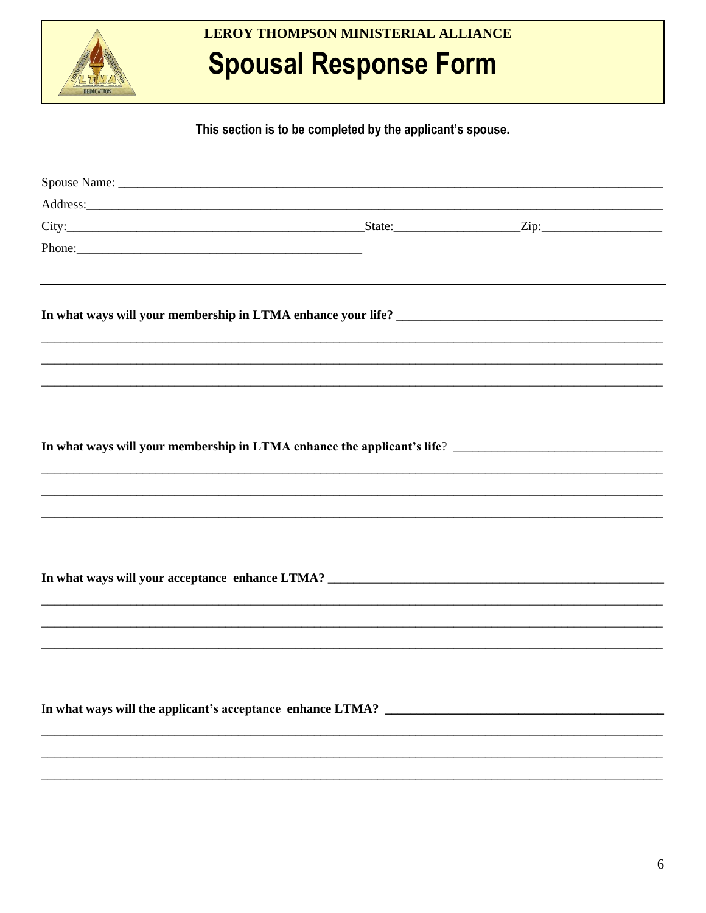**LEROY THOMPSON MINISTERIAL ALLIANCE**

# Spousal Response Form

**This section is to be completed by the applicant's spouse.**

Spouse Name: ___________________________________________________________________________

Address:_______________________________________________________________________________

City:_____________________________________________State:___________________Zip:__________________

Phone:___________________________________________

---

**In what ways will your membership in LTMA enhance your life?** ___________________________________________

_______________________________________________________________________________________

_______________________________________________________________________________________

_______________________________________________________________________________________

**In what ways will your membership in LTMA enhance the applicant's life**? ________________________________

_______________________________________________________________________________________

_______________________________________________________________________________________

_______________________________________________________________________________________

**In what ways will your acceptance enhance LTMA?** _____________________________________________________

_______________________________________________________________________________________

_______________________________________________________________________________________

_______________________________________________________________________________________

I**n what ways will the applicant's acceptance enhance LTMA?** ___________________________________________

_______________________________________________________________________________________

_______________________________________________________________________________________

_______________________________________________________________________________________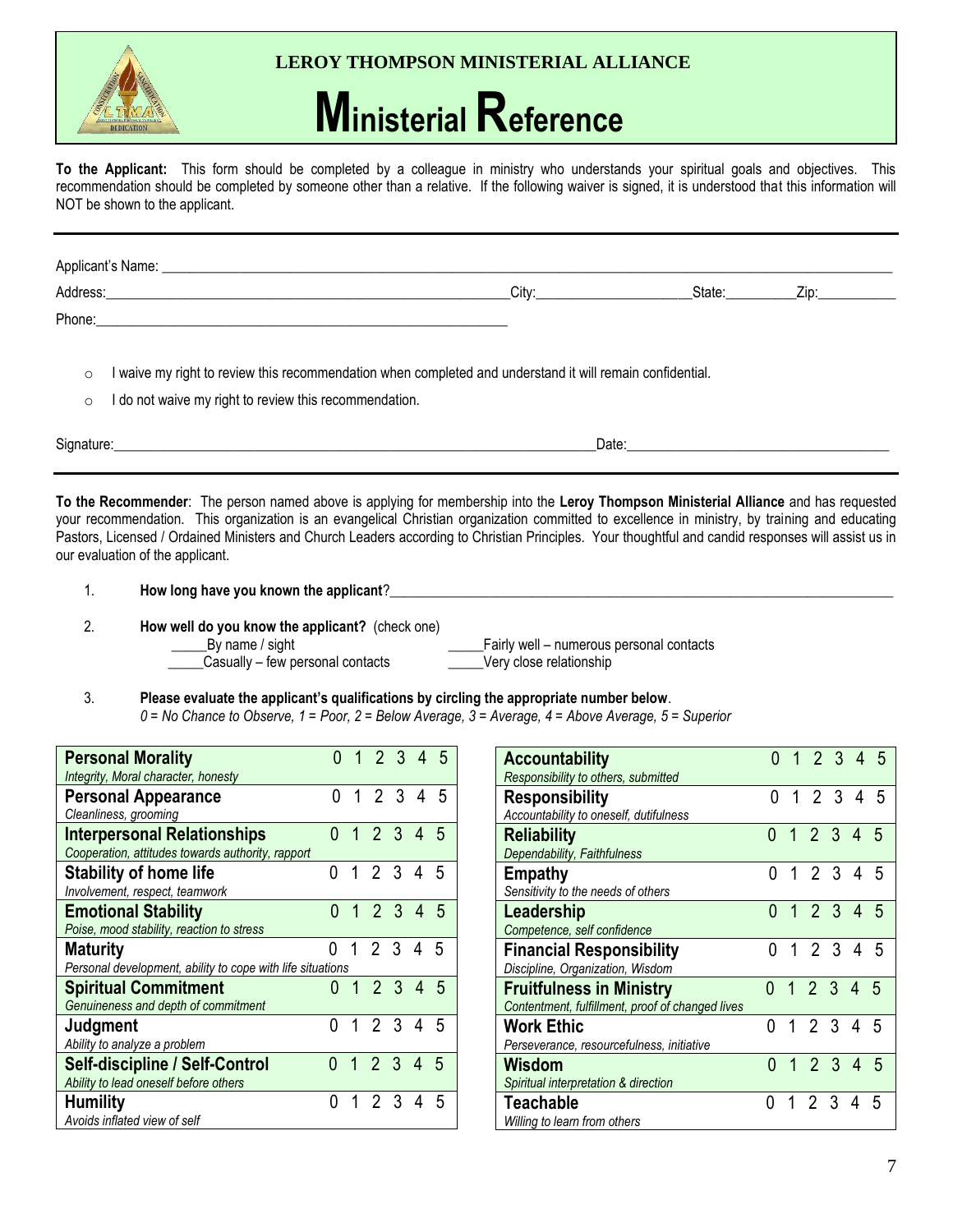**LEROY THOMPSON MINISTERIAL ALLIANCE**

# Ministerial Reference

**To the Applicant:** This form should be completed by a colleague in ministry who understands your spiritual goals and objectives. This recommendation should be completed by someone other than a relative. If the following waiver is signed, it is understood that this information will NOT be shown to the applicant.

---

Applicant's Name: ___________________________________________

Address: ___________________________ City: _______________ State: _________ Zip: ___________

Phone: ___________________________________________

- ○ I waive my right to review this recommendation when completed and understand it will remain confidential.
- ○ I do not waive my right to review this recommendation.

Signature: ___________________________________________ Date: _______________________

---

**To the Recommender**: The person named above is applying for membership into the **Leroy Thompson Ministerial Alliance** and has requested your recommendation. This organization is an evangelical Christian organization committed to excellence in ministry, by training and educating Pastors, Licensed / Ordained Ministers and Church Leaders according to Christian Principles. Your thoughtful and candid responses will assist us in our evaluation of the applicant.

1. **How long have you known the applicant**? ___________________________________________

2. **How well do you know the applicant?** (check one)
   - _____By name / sight
   - _____Casually – few personal contacts
   - _____Fairly well – numerous personal contacts
   - _____Very close relationship

3. **Please evaluate the applicant's qualifications by circling the appropriate number below**.
   *0 = No Chance to Observe, 1 = Poor, 2 = Below Average, 3 = Average, 4 = Above Average, 5 = Superior*

| Quality | Rating |
|---|---|
| **Personal Morality**<br>*Integrity, Moral character, honesty* | 0 1 2 3 4 5 |
| **Personal Appearance**<br>*Cleanliness, grooming* | 0 1 2 3 4 5 |
| **Interpersonal Relationships**<br>*Cooperation, attitudes towards authority, rapport* | 0 1 2 3 4 5 |
| **Stability of home life**<br>*Involvement, respect, teamwork* | 0 1 2 3 4 5 |
| **Emotional Stability**<br>*Poise, mood stability, reaction to stress* | 0 1 2 3 4 5 |
| **Maturity**<br>*Personal development, ability to cope with life situations* | 0 1 2 3 4 5 |
| **Spiritual Commitment**<br>*Genuineness and depth of commitment* | 0 1 2 3 4 5 |
| **Judgment**<br>*Ability to analyze a problem* | 0 1 2 3 4 5 |
| **Self-discipline / Self-Control**<br>*Ability to lead oneself before others* | 0 1 2 3 4 5 |
| **Humility**<br>*Avoids inflated view of self* | 0 1 2 3 4 5 |

| Quality | Rating |
|---|---|
| **Accountability**<br>*Responsibility to others, submitted* | 0 1 2 3 4 5 |
| **Responsibility**<br>*Accountability to oneself, dutifulness* | 0 1 2 3 4 5 |
| **Reliability**<br>*Dependability, Faithfulness* | 0 1 2 3 4 5 |
| **Empathy**<br>*Sensitivity to the needs of others* | 0 1 2 3 4 5 |
| **Leadership**<br>*Competence, self confidence* | 0 1 2 3 4 5 |
| **Financial Responsibility**<br>*Discipline, Organization, Wisdom* | 0 1 2 3 4 5 |
| **Fruitfulness in Ministry**<br>*Contentment, fulfillment, proof of changed lives* | 0 1 2 3 4 5 |
| **Work Ethic**<br>*Perseverance, resourcefulness, initiative* | 0 1 2 3 4 5 |
| **Wisdom**<br>*Spiritual interpretation & direction* | 0 1 2 3 4 5 |
| **Teachable**<br>*Willing to learn from others* | 0 1 2 3 4 5 |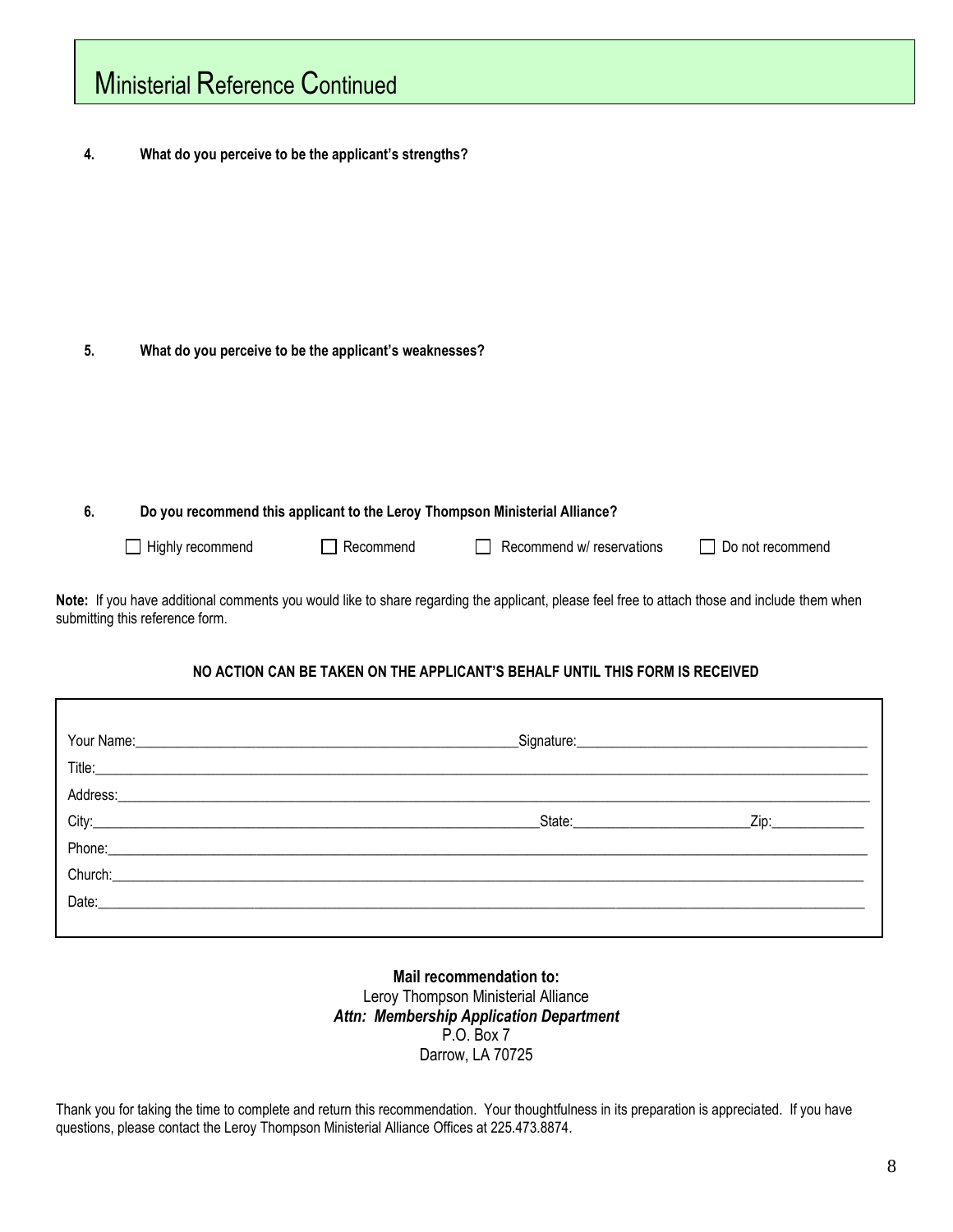# Ministerial Reference Continued

**4. What do you perceive to be the applicant's strengths?**

**5. What do you perceive to be the applicant's weaknesses?**

**6. Do you recommend this applicant to the Leroy Thompson Ministerial Alliance?**

☐ Highly recommend ☐ Recommend ☐ Recommend w/ reservations ☐ Do not recommend

**Note:** If you have additional comments you would like to share regarding the applicant, please feel free to attach those and include them when submitting this reference form.

**NO ACTION CAN BE TAKEN ON THE APPLICANT'S BEHALF UNTIL THIS FORM IS RECEIVED**

Your Name:\_\_\_\_\_\_\_\_\_\_\_\_\_\_\_\_\_\_\_\_\_\_\_\_ Signature:\_\_\_\_\_\_\_\_\_\_\_\_\_\_\_\_\_\_\_\_\_\_\_\_

Title:\_\_\_\_\_\_\_\_\_\_\_\_\_\_\_\_\_\_\_\_\_\_\_\_\_\_\_\_\_\_\_\_\_\_\_\_\_\_\_\_\_\_\_\_

Address:\_\_\_\_\_\_\_\_\_\_\_\_\_\_\_\_\_\_\_\_\_\_\_\_\_\_\_\_\_\_\_\_\_\_\_\_\_\_\_\_\_\_\_\_

City:\_\_\_\_\_\_\_\_\_\_\_\_\_\_\_\_\_\_\_\_\_\_\_\_ State:\_\_\_\_\_\_\_\_\_\_\_\_ Zip:\_\_\_\_\_\_\_\_

Phone:\_\_\_\_\_\_\_\_\_\_\_\_\_\_\_\_\_\_\_\_\_\_\_\_\_\_\_\_\_\_\_\_\_\_\_\_\_\_\_\_\_\_\_\_

Church:\_\_\_\_\_\_\_\_\_\_\_\_\_\_\_\_\_\_\_\_\_\_\_\_\_\_\_\_\_\_\_\_\_\_\_\_\_\_\_\_\_\_\_\_

Date:\_\_\_\_\_\_\_\_\_\_\_\_\_\_\_\_\_\_\_\_\_\_\_\_\_\_\_\_\_\_\_\_\_\_\_\_\_\_\_\_\_\_\_\_

**Mail recommendation to:**
Leroy Thompson Ministerial Alliance
***Attn: Membership Application Department***
P.O. Box 7
Darrow, LA 70725

Thank you for taking the time to complete and return this recommendation. Your thoughtfulness in its preparation is appreciated. If you have questions, please contact the Leroy Thompson Ministerial Alliance Offices at 225.473.8874.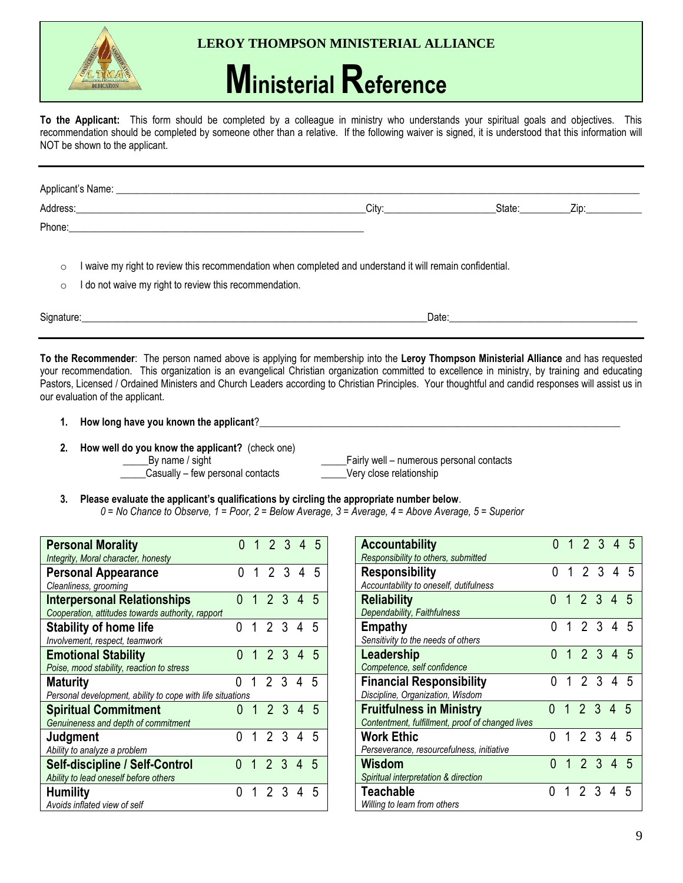**LEROY THOMPSON MINISTERIAL ALLIANCE**

# Ministerial Reference

**To the Applicant:** This form should be completed by a colleague in ministry who understands your spiritual goals and objectives. This recommendation should be completed by someone other than a relative. If the following waiver is signed, it is understood that this information will NOT be shown to the applicant.

---

Applicant's Name: ___________________________________________________________________________

Address: _______________________________________________ City: ___________________ State: _________ Zip: ___________

Phone: ________________________________________________

- ○ I waive my right to review this recommendation when completed and understand it will remain confidential.
- ○ I do not waive my right to review this recommendation.

Signature: _______________________________________________________ Date: ___________________________________

---

**To the Recommender**: The person named above is applying for membership into the **Leroy Thompson Ministerial Alliance** and has requested your recommendation. This organization is an evangelical Christian organization committed to excellence in ministry, by training and educating Pastors, Licensed / Ordained Ministers and Church Leaders according to Christian Principles. Your thoughtful and candid responses will assist us in our evaluation of the applicant.

1. **How long have you known the applicant**?_______________________________________________________________

2. **How well do you know the applicant?** (check one)
   - _____By name / sight
   - _____Casually – few personal contacts
   - _____Fairly well – numerous personal contacts
   - _____Very close relationship

3. **Please evaluate the applicant's qualifications by circling the appropriate number below**.
   *0 = No Chance to Observe, 1 = Poor, 2 = Below Average, 3 = Average, 4 = Above Average, 5 = Superior*

| Qualification | Rating |
|---|---|
| **Personal Morality**<br>*Integrity, Moral character, honesty* | 0 1 2 3 4 5 |
| **Personal Appearance**<br>*Cleanliness, grooming* | 0 1 2 3 4 5 |
| **Interpersonal Relationships**<br>*Cooperation, attitudes towards authority, rapport* | 0 1 2 3 4 5 |
| **Stability of home life**<br>*Involvement, respect, teamwork* | 0 1 2 3 4 5 |
| **Emotional Stability**<br>*Poise, mood stability, reaction to stress* | 0 1 2 3 4 5 |
| **Maturity**<br>*Personal development, ability to cope with life situations* | 0 1 2 3 4 5 |
| **Spiritual Commitment**<br>*Genuineness and depth of commitment* | 0 1 2 3 4 5 |
| **Judgment**<br>*Ability to analyze a problem* | 0 1 2 3 4 5 |
| **Self-discipline / Self-Control**<br>*Ability to lead oneself before others* | 0 1 2 3 4 5 |
| **Humility**<br>*Avoids inflated view of self* | 0 1 2 3 4 5 |

| Qualification | Rating |
|---|---|
| **Accountability**<br>*Responsibility to others, submitted* | 0 1 2 3 4 5 |
| **Responsibility**<br>*Accountability to oneself, dutifulness* | 0 1 2 3 4 5 |
| **Reliability**<br>*Dependability, Faithfulness* | 0 1 2 3 4 5 |
| **Empathy**<br>*Sensitivity to the needs of others* | 0 1 2 3 4 5 |
| **Leadership**<br>*Competence, self confidence* | 0 1 2 3 4 5 |
| **Financial Responsibility**<br>*Discipline, Organization, Wisdom* | 0 1 2 3 4 5 |
| **Fruitfulness in Ministry**<br>*Contentment, fulfillment, proof of changed lives* | 0 1 2 3 4 5 |
| **Work Ethic**<br>*Perseverance, resourcefulness, initiative* | 0 1 2 3 4 5 |
| **Wisdom**<br>*Spiritual interpretation & direction* | 0 1 2 3 4 5 |
| **Teachable**<br>*Willing to learn from others* | 0 1 2 3 4 5 |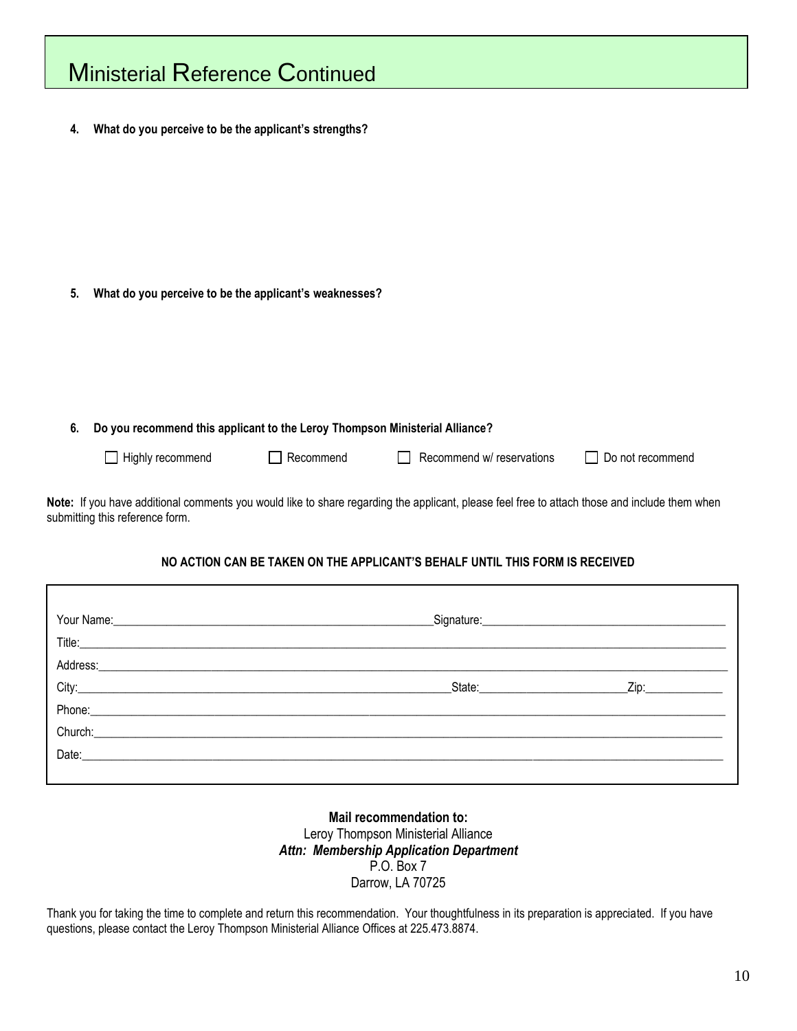# Ministerial Reference Continued

**4. What do you perceive to be the applicant's strengths?**

**5. What do you perceive to be the applicant's weaknesses?**

**6. Do you recommend this applicant to the Leroy Thompson Ministerial Alliance?**

☐ Highly recommend ☐ Recommend ☐ Recommend w/ reservations ☐ Do not recommend

**Note:** If you have additional comments you would like to share regarding the applicant, please feel free to attach those and include them when submitting this reference form.

**NO ACTION CAN BE TAKEN ON THE APPLICANT'S BEHALF UNTIL THIS FORM IS RECEIVED**

Your Name:______________________________ Signature:______________________________

Title:______________________________

Address:______________________________

City:______________________________ State:______________ Zip:__________

Phone:______________________________

Church:______________________________

Date:______________________________

**Mail recommendation to:**
Leroy Thompson Ministerial Alliance
***Attn: Membership Application Department***
P.O. Box 7
Darrow, LA 70725

Thank you for taking the time to complete and return this recommendation. Your thoughtfulness in its preparation is appreciated. If you have questions, please contact the Leroy Thompson Ministerial Alliance Offices at 225.473.8874.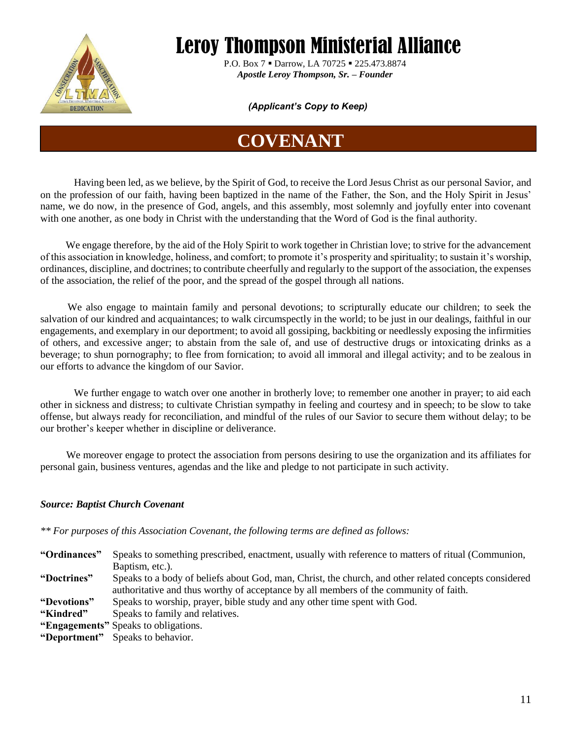# Leroy Thompson Ministerial Alliance

P.O. Box 7 ▪ Darrow, LA 70725 ▪ 225.473.8874
***Apostle Leroy Thompson, Sr. – Founder***

***(Applicant's Copy to Keep)***

## COVENANT

Having been led, as we believe, by the Spirit of God, to receive the Lord Jesus Christ as our personal Savior, and on the profession of our faith, having been baptized in the name of the Father, the Son, and the Holy Spirit in Jesus' name, we do now, in the presence of God, angels, and this assembly, most solemnly and joyfully enter into covenant with one another, as one body in Christ with the understanding that the Word of God is the final authority.

We engage therefore, by the aid of the Holy Spirit to work together in Christian love; to strive for the advancement of this association in knowledge, holiness, and comfort; to promote it's prosperity and spirituality; to sustain it's worship, ordinances, discipline, and doctrines; to contribute cheerfully and regularly to the support of the association, the expenses of the association, the relief of the poor, and the spread of the gospel through all nations.

We also engage to maintain family and personal devotions; to scripturally educate our children; to seek the salvation of our kindred and acquaintances; to walk circumspectly in the world; to be just in our dealings, faithful in our engagements, and exemplary in our deportment; to avoid all gossiping, backbiting or needlessly exposing the infirmities of others, and excessive anger; to abstain from the sale of, and use of destructive drugs or intoxicating drinks as a beverage; to shun pornography; to flee from fornication; to avoid all immoral and illegal activity; and to be zealous in our efforts to advance the kingdom of our Savior.

We further engage to watch over one another in brotherly love; to remember one another in prayer; to aid each other in sickness and distress; to cultivate Christian sympathy in feeling and courtesy and in speech; to be slow to take offense, but always ready for reconciliation, and mindful of the rules of our Savior to secure them without delay; to be our brother's keeper whether in discipline or deliverance.

We moreover engage to protect the association from persons desiring to use the organization and its affiliates for personal gain, business ventures, agendas and the like and pledge to not participate in such activity.

***Source: Baptist Church Covenant***

*\*\* For purposes of this Association Covenant, the following terms are defined as follows:*

**"Ordinances"** Speaks to something prescribed, enactment, usually with reference to matters of ritual (Communion, Baptism, etc.).
**"Doctrines"** Speaks to a body of beliefs about God, man, Christ, the church, and other related concepts considered authoritative and thus worthy of acceptance by all members of the community of faith.
**"Devotions"** Speaks to worship, prayer, bible study and any other time spent with God.
**"Kindred"** Speaks to family and relatives.
**"Engagements"** Speaks to obligations.
**"Deportment"** Speaks to behavior.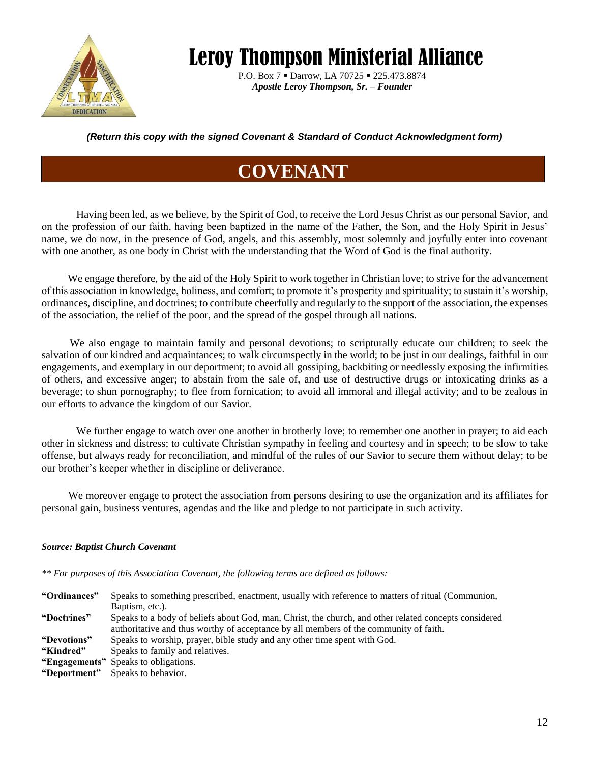# Leroy Thompson Ministerial Alliance

P.O. Box 7 ▪ Darrow, LA 70725 ▪ 225.473.8874
***Apostle Leroy Thompson, Sr. – Founder***

***(Return this copy with the signed Covenant & Standard of Conduct Acknowledgment form)***

## COVENANT

Having been led, as we believe, by the Spirit of God, to receive the Lord Jesus Christ as our personal Savior, and on the profession of our faith, having been baptized in the name of the Father, the Son, and the Holy Spirit in Jesus' name, we do now, in the presence of God, angels, and this assembly, most solemnly and joyfully enter into covenant with one another, as one body in Christ with the understanding that the Word of God is the final authority.

We engage therefore, by the aid of the Holy Spirit to work together in Christian love; to strive for the advancement of this association in knowledge, holiness, and comfort; to promote it's prosperity and spirituality; to sustain it's worship, ordinances, discipline, and doctrines; to contribute cheerfully and regularly to the support of the association, the expenses of the association, the relief of the poor, and the spread of the gospel through all nations.

We also engage to maintain family and personal devotions; to scripturally educate our children; to seek the salvation of our kindred and acquaintances; to walk circumspectly in the world; to be just in our dealings, faithful in our engagements, and exemplary in our deportment; to avoid all gossiping, backbiting or needlessly exposing the infirmities of others, and excessive anger; to abstain from the sale of, and use of destructive drugs or intoxicating drinks as a beverage; to shun pornography; to flee from fornication; to avoid all immoral and illegal activity; and to be zealous in our efforts to advance the kingdom of our Savior.

We further engage to watch over one another in brotherly love; to remember one another in prayer; to aid each other in sickness and distress; to cultivate Christian sympathy in feeling and courtesy and in speech; to be slow to take offense, but always ready for reconciliation, and mindful of the rules of our Savior to secure them without delay; to be our brother's keeper whether in discipline or deliverance.

We moreover engage to protect the association from persons desiring to use the organization and its affiliates for personal gain, business ventures, agendas and the like and pledge to not participate in such activity.

***Source: Baptist Church Covenant***

*\*\* For purposes of this Association Covenant, the following terms are defined as follows:*

| | |
|---|---|
| **"Ordinances"** | Speaks to something prescribed, enactment, usually with reference to matters of ritual (Communion, Baptism, etc.). |
| **"Doctrines"** | Speaks to a body of beliefs about God, man, Christ, the church, and other related concepts considered authoritative and thus worthy of acceptance by all members of the community of faith. |
| **"Devotions"** | Speaks to worship, prayer, bible study and any other time spent with God. |
| **"Kindred"** | Speaks to family and relatives. |
| **"Engagements"** | Speaks to obligations. |
| **"Deportment"** | Speaks to behavior. |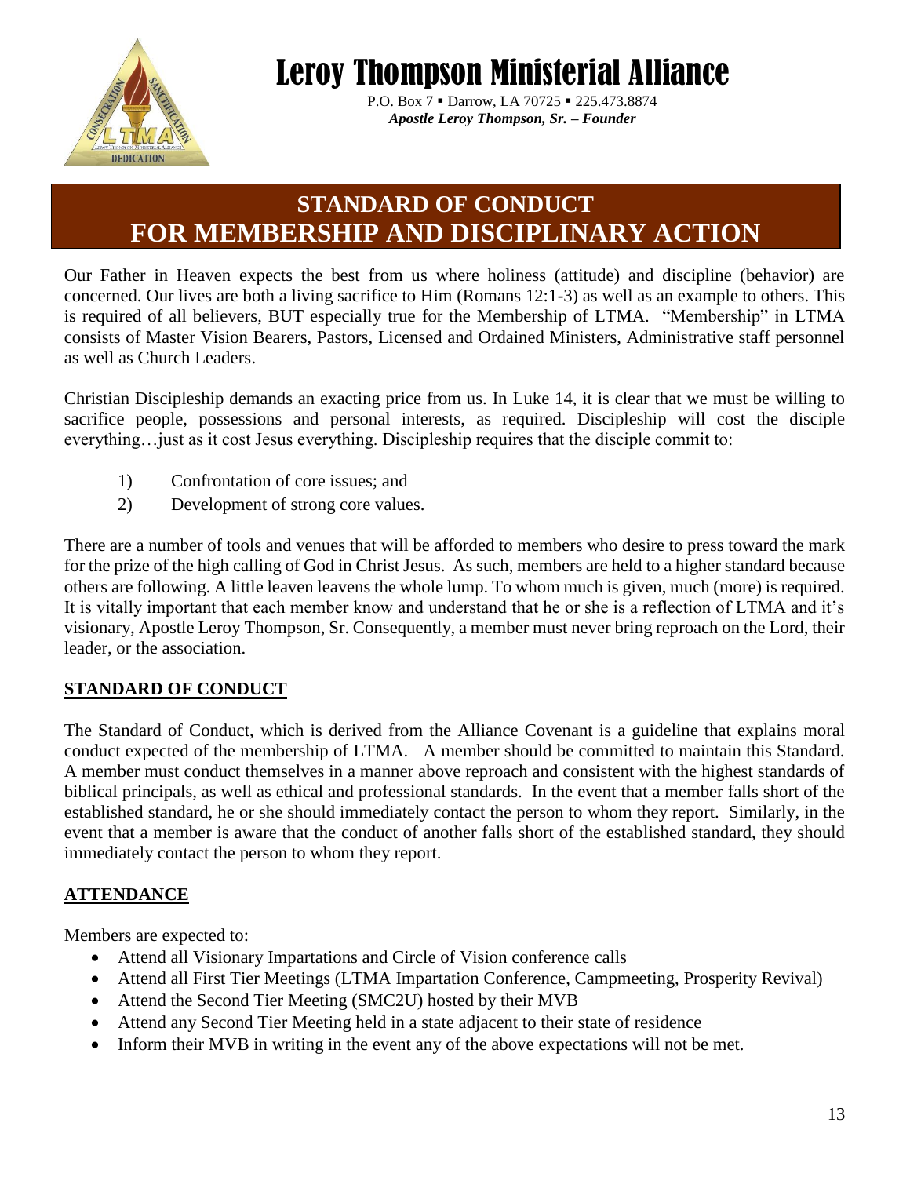# Leroy Thompson Ministerial Alliance

P.O. Box 7 ▪ Darrow, LA 70725 ▪ 225.473.8874
***Apostle Leroy Thompson, Sr. – Founder***

## STANDARD OF CONDUCT FOR MEMBERSHIP AND DISCIPLINARY ACTION

Our Father in Heaven expects the best from us where holiness (attitude) and discipline (behavior) are concerned. Our lives are both a living sacrifice to Him (Romans 12:1-3) as well as an example to others. This is required of all believers, BUT especially true for the Membership of LTMA. "Membership" in LTMA consists of Master Vision Bearers, Pastors, Licensed and Ordained Ministers, Administrative staff personnel as well as Church Leaders.

Christian Discipleship demands an exacting price from us. In Luke 14, it is clear that we must be willing to sacrifice people, possessions and personal interests, as required. Discipleship will cost the disciple everything…just as it cost Jesus everything. Discipleship requires that the disciple commit to:

1) Confrontation of core issues; and
2) Development of strong core values.

There are a number of tools and venues that will be afforded to members who desire to press toward the mark for the prize of the high calling of God in Christ Jesus. As such, members are held to a higher standard because others are following. A little leaven leavens the whole lump. To whom much is given, much (more) is required. It is vitally important that each member know and understand that he or she is a reflection of LTMA and it's visionary, Apostle Leroy Thompson, Sr. Consequently, a member must never bring reproach on the Lord, their leader, or the association.

### STANDARD OF CONDUCT

The Standard of Conduct, which is derived from the Alliance Covenant is a guideline that explains moral conduct expected of the membership of LTMA. A member should be committed to maintain this Standard. A member must conduct themselves in a manner above reproach and consistent with the highest standards of biblical principals, as well as ethical and professional standards. In the event that a member falls short of the established standard, he or she should immediately contact the person to whom they report. Similarly, in the event that a member is aware that the conduct of another falls short of the established standard, they should immediately contact the person to whom they report.

### ATTENDANCE

Members are expected to:

- Attend all Visionary Impartations and Circle of Vision conference calls
- Attend all First Tier Meetings (LTMA Impartation Conference, Campmeeting, Prosperity Revival)
- Attend the Second Tier Meeting (SMC2U) hosted by their MVB
- Attend any Second Tier Meeting held in a state adjacent to their state of residence
- Inform their MVB in writing in the event any of the above expectations will not be met.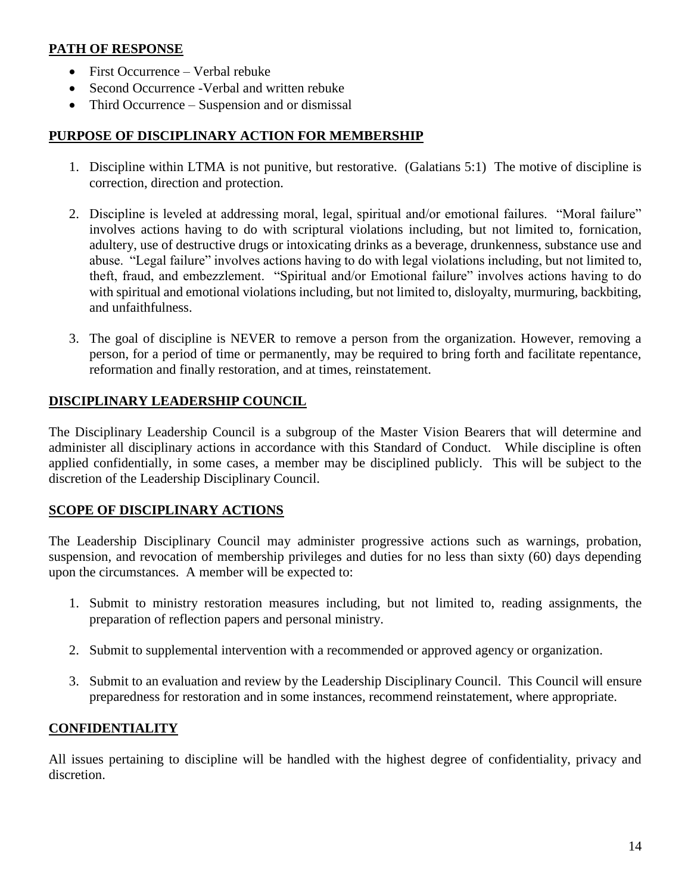## PATH OF RESPONSE

- First Occurrence – Verbal rebuke
- Second Occurrence -Verbal and written rebuke
- Third Occurrence – Suspension and or dismissal

## PURPOSE OF DISCIPLINARY ACTION FOR MEMBERSHIP

1. Discipline within LTMA is not punitive, but restorative. (Galatians 5:1) The motive of discipline is correction, direction and protection.

2. Discipline is leveled at addressing moral, legal, spiritual and/or emotional failures. "Moral failure" involves actions having to do with scriptural violations including, but not limited to, fornication, adultery, use of destructive drugs or intoxicating drinks as a beverage, drunkenness, substance use and abuse. "Legal failure" involves actions having to do with legal violations including, but not limited to, theft, fraud, and embezzlement. "Spiritual and/or Emotional failure" involves actions having to do with spiritual and emotional violations including, but not limited to, disloyalty, murmuring, backbiting, and unfaithfulness.

3. The goal of discipline is NEVER to remove a person from the organization. However, removing a person, for a period of time or permanently, may be required to bring forth and facilitate repentance, reformation and finally restoration, and at times, reinstatement.

## DISCIPLINARY LEADERSHIP COUNCIL

The Disciplinary Leadership Council is a subgroup of the Master Vision Bearers that will determine and administer all disciplinary actions in accordance with this Standard of Conduct. While discipline is often applied confidentially, in some cases, a member may be disciplined publicly. This will be subject to the discretion of the Leadership Disciplinary Council.

## SCOPE OF DISCIPLINARY ACTIONS

The Leadership Disciplinary Council may administer progressive actions such as warnings, probation, suspension, and revocation of membership privileges and duties for no less than sixty (60) days depending upon the circumstances. A member will be expected to:

1. Submit to ministry restoration measures including, but not limited to, reading assignments, the preparation of reflection papers and personal ministry.

2. Submit to supplemental intervention with a recommended or approved agency or organization.

3. Submit to an evaluation and review by the Leadership Disciplinary Council. This Council will ensure preparedness for restoration and in some instances, recommend reinstatement, where appropriate.

## CONFIDENTIALITY

All issues pertaining to discipline will be handled with the highest degree of confidentiality, privacy and discretion.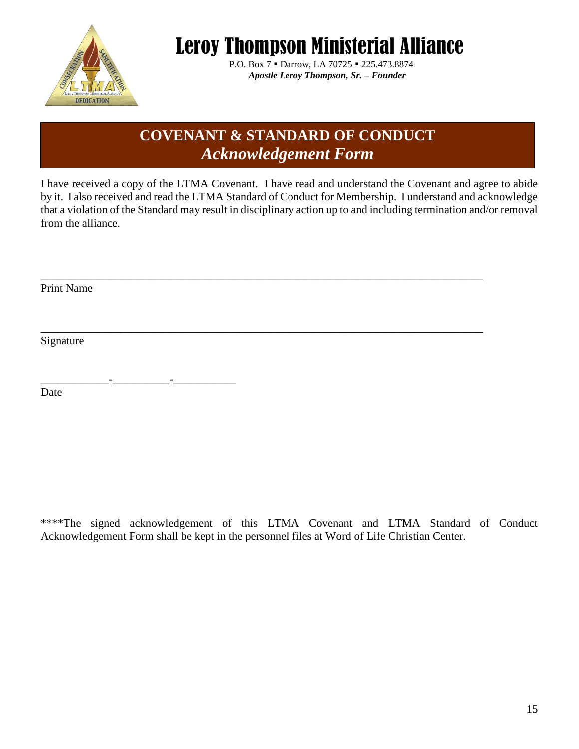# Leroy Thompson Ministerial Alliance

P.O. Box 7 ▪ Darrow, LA 70725 ▪ 225.473.8874

***Apostle Leroy Thompson, Sr. – Founder***

## COVENANT & STANDARD OF CONDUCT
## *Acknowledgement Form*

I have received a copy of the LTMA Covenant. I have read and understand the Covenant and agree to abide by it. I also received and read the LTMA Standard of Conduct for Membership. I understand and acknowledge that a violation of the Standard may result in disciplinary action up to and including termination and/or removal from the alliance.

\_\_\_\_\_\_\_\_\_\_\_\_\_\_\_\_\_\_\_\_\_\_\_\_\_\_\_\_\_\_\_\_\_\_\_\_\_\_\_\_\_\_\_\_\_\_\_\_\_\_\_\_\_\_\_\_\_\_\_\_\_\_\_\_\_\_\_\_\_\_\_\_

Print Name

\_\_\_\_\_\_\_\_\_\_\_\_\_\_\_\_\_\_\_\_\_\_\_\_\_\_\_\_\_\_\_\_\_\_\_\_\_\_\_\_\_\_\_\_\_\_\_\_\_\_\_\_\_\_\_\_\_\_\_\_\_\_\_\_\_\_\_\_\_\_\_\_

Signature

\_\_\_\_\_\_\_\_\_\_\_-\_\_\_\_\_\_\_\_\_\_-\_\_\_\_\_\_\_\_\_\_\_

Date

\*\*\*\*The signed acknowledgement of this LTMA Covenant and LTMA Standard of Conduct Acknowledgement Form shall be kept in the personnel files at Word of Life Christian Center.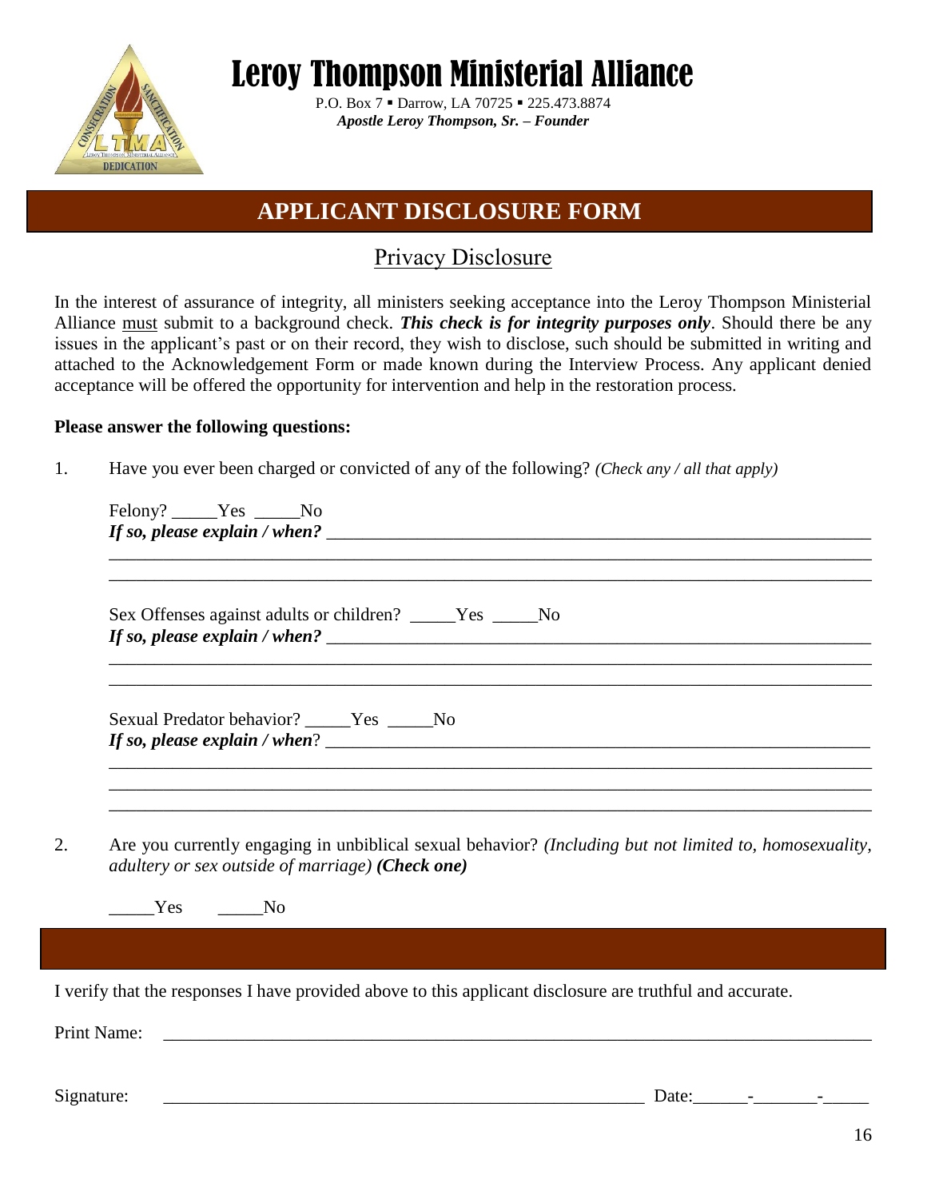# Leroy Thompson Ministerial Alliance

P.O. Box 7 ▪ Darrow, LA 70725 ▪ 225.473.8874
***Apostle Leroy Thompson, Sr. – Founder***

## APPLICANT DISCLOSURE FORM

### Privacy Disclosure

In the interest of assurance of integrity, all ministers seeking acceptance into the Leroy Thompson Ministerial Alliance must submit to a background check. ***This check is for integrity purposes only***. Should there be any issues in the applicant's past or on their record, they wish to disclose, such should be submitted in writing and attached to the Acknowledgement Form or made known during the Interview Process. Any applicant denied acceptance will be offered the opportunity for intervention and help in the restoration process.

**Please answer the following questions:**

1. Have you ever been charged or convicted of any of the following? *(Check any / all that apply)*

   Felony? _____Yes _____No
   ***If so, please explain / when?*** ________________________________________________________________
   ________________________________________________________________________________
   ________________________________________________________________________________

   Sex Offenses against adults or children? _____Yes _____No
   ***If so, please explain / when?*** ________________________________________________________________
   ________________________________________________________________________________
   ________________________________________________________________________________

   Sexual Predator behavior? _____Yes _____No
   ***If so, please explain / when***? ________________________________________________________________
   ________________________________________________________________________________
   ________________________________________________________________________________
   ________________________________________________________________________________

2. Are you currently engaging in unbiblical sexual behavior? *(Including but not limited to, homosexuality, adultery or sex outside of marriage)* ***(Check one)***

   _____Yes _____No

I verify that the responses I have provided above to this applicant disclosure are truthful and accurate.

Print Name: ________________________________________________________________________

Signature: ____________________________________________________ Date:______-_______-_____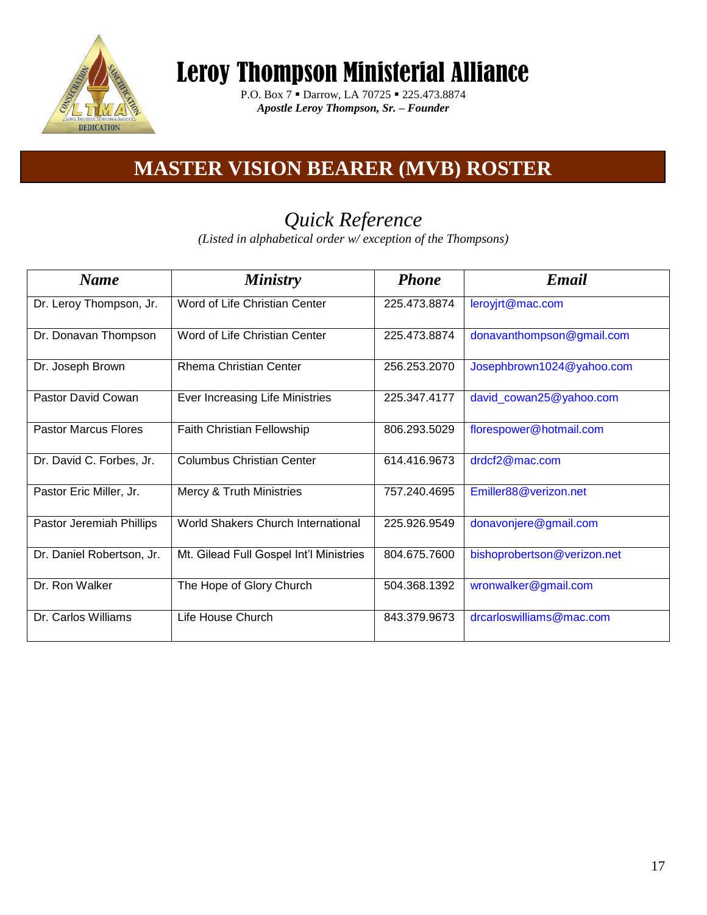# Leroy Thompson Ministerial Alliance

P.O. Box 7 ▪ Darrow, LA 70725 ▪ 225.473.8874

*Apostle Leroy Thompson, Sr. – Founder*

## MASTER VISION BEARER (MVB) ROSTER

### *Quick Reference*

*(Listed in alphabetical order w/ exception of the Thompsons)*

| ***Name*** | ***Ministry*** | ***Phone*** | ***Email*** |
|---|---|---|---|
| Dr. Leroy Thompson, Jr. | Word of Life Christian Center | 225.473.8874 | leroyjrt@mac.com |
| Dr. Donavan Thompson | Word of Life Christian Center | 225.473.8874 | donavanthompson@gmail.com |
| Dr. Joseph Brown | Rhema Christian Center | 256.253.2070 | Josephbrown1024@yahoo.com |
| Pastor David Cowan | Ever Increasing Life Ministries | 225.347.4177 | david_cowan25@yahoo.com |
| Pastor Marcus Flores | Faith Christian Fellowship | 806.293.5029 | florespower@hotmail.com |
| Dr. David C. Forbes, Jr. | Columbus Christian Center | 614.416.9673 | drdcf2@mac.com |
| Pastor Eric Miller, Jr. | Mercy & Truth Ministries | 757.240.4695 | Emiller88@verizon.net |
| Pastor Jeremiah Phillips | World Shakers Church International | 225.926.9549 | donavonjere@gmail.com |
| Dr. Daniel Robertson, Jr. | Mt. Gilead Full Gospel Int'l Ministries | 804.675.7600 | bishoprobertson@verizon.net |
| Dr. Ron Walker | The Hope of Glory Church | 504.368.1392 | wronwalker@gmail.com |
| Dr. Carlos Williams | Life House Church | 843.379.9673 | drcarloswilliams@mac.com |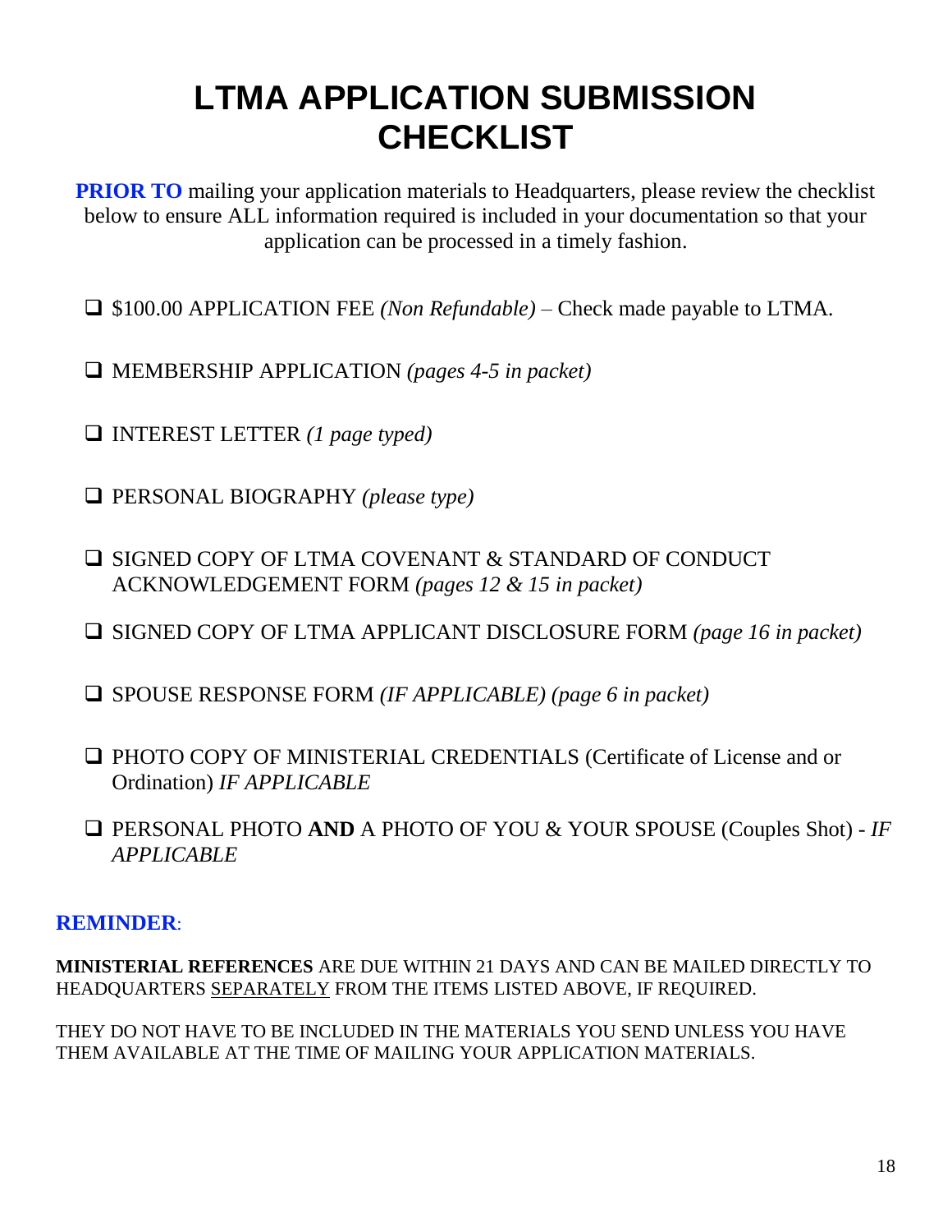# LTMA APPLICATION SUBMISSION CHECKLIST

**PRIOR TO** mailing your application materials to Headquarters, please review the checklist below to ensure ALL information required is included in your documentation so that your application can be processed in a timely fashion.

- ☐ $100.00 APPLICATION FEE *(Non Refundable)* – Check made payable to LTMA.
- ☐ MEMBERSHIP APPLICATION *(pages 4-5 in packet)*
- ☐ INTEREST LETTER *(1 page typed)*
- ☐ PERSONAL BIOGRAPHY *(please type)*
- ☐ SIGNED COPY OF LTMA COVENANT & STANDARD OF CONDUCT ACKNOWLEDGEMENT FORM *(pages 12 & 15 in packet)*
- ☐ SIGNED COPY OF LTMA APPLICANT DISCLOSURE FORM *(page 16 in packet)*
- ☐ SPOUSE RESPONSE FORM *(IF APPLICABLE) (page 6 in packet)*
- ☐ PHOTO COPY OF MINISTERIAL CREDENTIALS (Certificate of License and or Ordination) *IF APPLICABLE*
- ☐ PERSONAL PHOTO **AND** A PHOTO OF YOU & YOUR SPOUSE (Couples Shot) - *IF APPLICABLE*

**REMINDER**:

**MINISTERIAL REFERENCES** ARE DUE WITHIN 21 DAYS AND CAN BE MAILED DIRECTLY TO HEADQUARTERS <u>SEPARATELY</u> FROM THE ITEMS LISTED ABOVE, IF REQUIRED.

THEY DO NOT HAVE TO BE INCLUDED IN THE MATERIALS YOU SEND UNLESS YOU HAVE THEM AVAILABLE AT THE TIME OF MAILING YOUR APPLICATION MATERIALS.